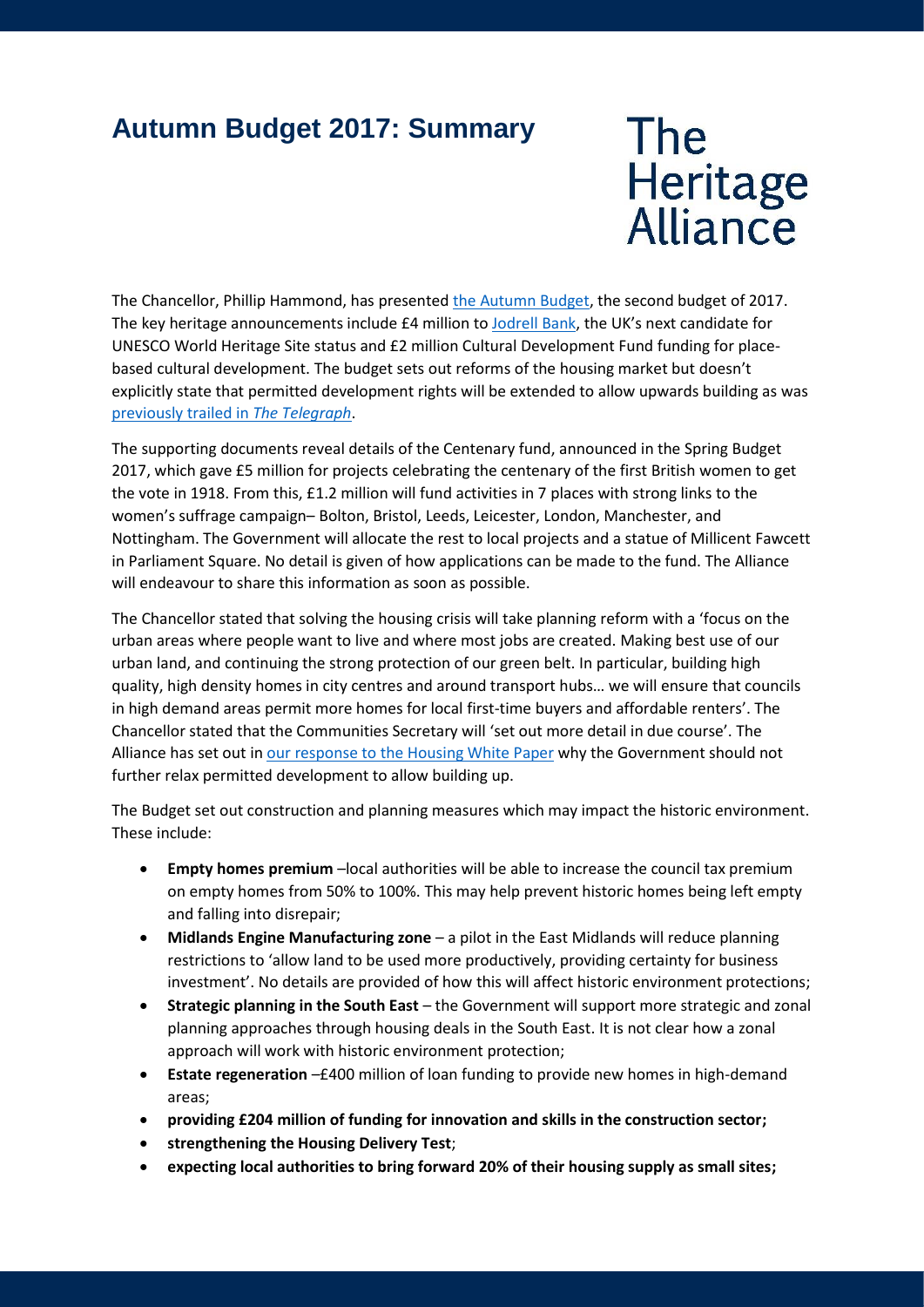# Autumn Budget 2017: Summary

The Heritage Alliance

The Chancellor, Phillip Hammond, has presented the Autumn Budget, the second budget of 2017. The key heritage announcements include £4 million to Jodrell Bank, the UK's next candidate for UNESCO World Heritage Site status and £2 million Cultural Development Fund funding for place-based cultural development. The budget sets out reforms of the housing market but doesn't explicitly state that permitted development rights will be extended to allow upwards building as was previously trailed in *The Telegraph*.

The supporting documents reveal details of the Centenary fund, announced in the Spring Budget 2017, which gave £5 million for projects celebrating the centenary of the first British women to get the vote in 1918. From this, £1.2 million will fund activities in 7 places with strong links to the women's suffrage campaign– Bolton, Bristol, Leeds, Leicester, London, Manchester, and Nottingham. The Government will allocate the rest to local projects and a statue of Millicent Fawcett in Parliament Square. No detail is given of how applications can be made to the fund. The Alliance will endeavour to share this information as soon as possible.

The Chancellor stated that solving the housing crisis will take planning reform with a 'focus on the urban areas where people want to live and where most jobs are created. Making best use of our urban land, and continuing the strong protection of our green belt. In particular, building high quality, high density homes in city centres and around transport hubs… we will ensure that councils in high demand areas permit more homes for local first-time buyers and affordable renters'. The Chancellor stated that the Communities Secretary will 'set out more detail in due course'. The Alliance has set out in our response to the Housing White Paper why the Government should not further relax permitted development to allow building up.

The Budget set out construction and planning measures which may impact the historic environment. These include:

- **Empty homes premium** –local authorities will be able to increase the council tax premium on empty homes from 50% to 100%. This may help prevent historic homes being left empty and falling into disrepair;
- **Midlands Engine Manufacturing zone** – a pilot in the East Midlands will reduce planning restrictions to 'allow land to be used more productively, providing certainty for business investment'. No details are provided of how this will affect historic environment protections;
- **Strategic planning in the South East** – the Government will support more strategic and zonal planning approaches through housing deals in the South East. It is not clear how a zonal approach will work with historic environment protection;
- **Estate regeneration** –£400 million of loan funding to provide new homes in high-demand areas;
- **providing £204 million of funding for innovation and skills in the construction sector;**
- **strengthening the Housing Delivery Test**;
- **expecting local authorities to bring forward 20% of their housing supply as small sites;**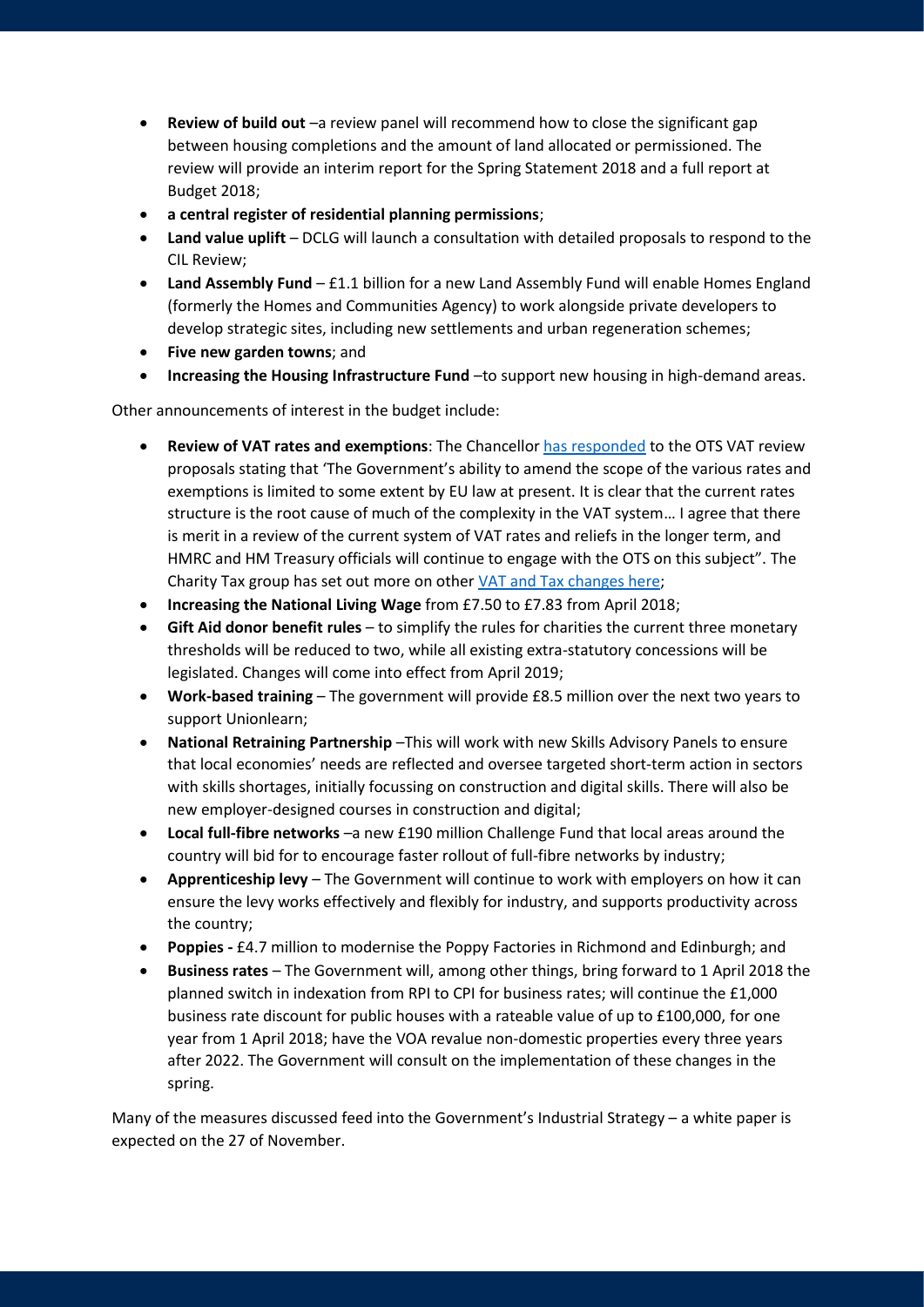- **Review of build out** –a review panel will recommend how to close the significant gap between housing completions and the amount of land allocated or permissioned. The review will provide an interim report for the Spring Statement 2018 and a full report at Budget 2018;
- **a central register of residential planning permissions**;
- **Land value uplift** – DCLG will launch a consultation with detailed proposals to respond to the CIL Review;
- **Land Assembly Fund** – £1.1 billion for a new Land Assembly Fund will enable Homes England (formerly the Homes and Communities Agency) to work alongside private developers to develop strategic sites, including new settlements and urban regeneration schemes;
- **Five new garden towns**; and
- **Increasing the Housing Infrastructure Fund** –to support new housing in high-demand areas.

Other announcements of interest in the budget include:

- **Review of VAT rates and exemptions**: The Chancellor has responded to the OTS VAT review proposals stating that 'The Government's ability to amend the scope of the various rates and exemptions is limited to some extent by EU law at present. It is clear that the current rates structure is the root cause of much of the complexity in the VAT system… I agree that there is merit in a review of the current system of VAT rates and reliefs in the longer term, and HMRC and HM Treasury officials will continue to engage with the OTS on this subject". The Charity Tax group has set out more on other VAT and Tax changes here;
- **Increasing the National Living Wage** from £7.50 to £7.83 from April 2018;
- **Gift Aid donor benefit rules** – to simplify the rules for charities the current three monetary thresholds will be reduced to two, while all existing extra-statutory concessions will be legislated. Changes will come into effect from April 2019;
- **Work-based training** – The government will provide £8.5 million over the next two years to support Unionlearn;
- **National Retraining Partnership** –This will work with new Skills Advisory Panels to ensure that local economies' needs are reflected and oversee targeted short-term action in sectors with skills shortages, initially focussing on construction and digital skills. There will also be new employer-designed courses in construction and digital;
- **Local full-fibre networks** –a new £190 million Challenge Fund that local areas around the country will bid for to encourage faster rollout of full-fibre networks by industry;
- **Apprenticeship levy** – The Government will continue to work with employers on how it can ensure the levy works effectively and flexibly for industry, and supports productivity across the country;
- **Poppies -** £4.7 million to modernise the Poppy Factories in Richmond and Edinburgh; and
- **Business rates** – The Government will, among other things, bring forward to 1 April 2018 the planned switch in indexation from RPI to CPI for business rates; will continue the £1,000 business rate discount for public houses with a rateable value of up to £100,000, for one year from 1 April 2018; have the VOA revalue non-domestic properties every three years after 2022. The Government will consult on the implementation of these changes in the spring.

Many of the measures discussed feed into the Government's Industrial Strategy – a white paper is expected on the 27 of November.